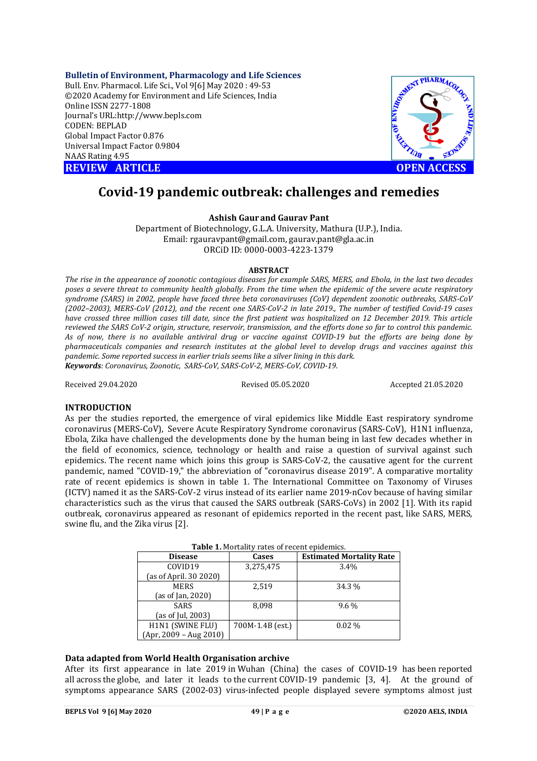**Bulletin of Environment, Pharmacology and Life Sciences**
Bull. Env. Pharmacol. Life Sci., Vol 9[6] May 2020 : 49-53
©2020 Academy for Environment and Life Sciences, India
Online ISSN 2277-1808
Journal's URL:http://www.bepls.com
CODEN: BEPLAD
Global Impact Factor 0.876
Universal Impact Factor 0.9804
NAAS Rating 4.95

**REVIEW ARTICLE** **OPEN ACCESS**

# Covid-19 pandemic outbreak: challenges and remedies

**Ashish Gaur and Gaurav Pant**

Department of Biotechnology, G.L.A. University, Mathura (U.P.), India.
Email: rgauravpant@gmail.com, gaurav.pant@gla.ac.in
ORCiD ID: 0000-0003-4223-1379

## ABSTRACT

*The rise in the appearance of zoonotic contagious diseases for example SARS, MERS, and Ebola, in the last two decades poses a severe threat to community health globally. From the time when the epidemic of the severe acute respiratory syndrome (SARS) in 2002, people have faced three beta coronaviruses (CoV) dependent zoonotic outbreaks, SARS-CoV (2002–2003), MERS-CoV (2012), and the recent one SARS-CoV-2 in late 2019., The number of testified Covid-19 cases have crossed three million cases till date, since the first patient was hospitalized on 12 December 2019. This article reviewed the SARS CoV-2 origin, structure, reservoir, transmission, and the efforts done so far to control this pandemic. As of now, there is no available antiviral drug or vaccine against COVID-19 but the efforts are being done by pharmaceuticals companies and research institutes at the global level to develop drugs and vaccines against this pandemic. Some reported success in earlier trials seems like a silver lining in this dark.*

***Keywords**: Coronavirus, Zoonotic, SARS-CoV, SARS-CoV-2, MERS-CoV, COVID-19.*

Received 29.04.2020 Revised 05.05.2020 Accepted 21.05.2020

## INTRODUCTION

As per the studies reported, the emergence of viral epidemics like Middle East respiratory syndrome coronavirus (MERS-CoV), Severe Acute Respiratory Syndrome coronavirus (SARS-CoV), H1N1 influenza, Ebola, Zika have challenged the developments done by the human being in last few decades whether in the field of economics, science, technology or health and raise a question of survival against such epidemics. The recent name which joins this group is SARS-CoV-2, the causative agent for the current pandemic, named "COVID-19," the abbreviation of "coronavirus disease 2019". A comparative mortality rate of recent epidemics is shown in table 1. The International Committee on Taxonomy of Viruses (ICTV) named it as the SARS-CoV-2 virus instead of its earlier name 2019-nCov because of having similar characteristics such as the virus that caused the SARS outbreak (SARS-CoVs) in 2002 [1]. With its rapid outbreak, coronavirus appeared as resonant of epidemics reported in the recent past, like SARS, MERS, swine flu, and the Zika virus [2].

**Table 1.** Mortality rates of recent epidemics.

| Disease | Cases | Estimated Mortality Rate |
|---|---|---|
| COVID19 (as of April. 30 2020) | 3,275,475 | 3.4% |
| MERS (as of Jan, 2020) | 2,519 | 34.3 % |
| SARS (as of Jul, 2003) | 8,098 | 9.6 % |
| H1N1 (SWINE FLU) (Apr, 2009 – Aug 2010) | 700M-1.4B (est.) | 0.02 % |

**Data adapted from World Health Organisation archive**

After its first appearance in late 2019 in Wuhan (China) the cases of COVID-19 has been reported all across the globe, and later it leads to the current COVID-19 pandemic [3, 4]. At the ground of symptoms appearance SARS (2002-03) virus-infected people displayed severe symptoms almost just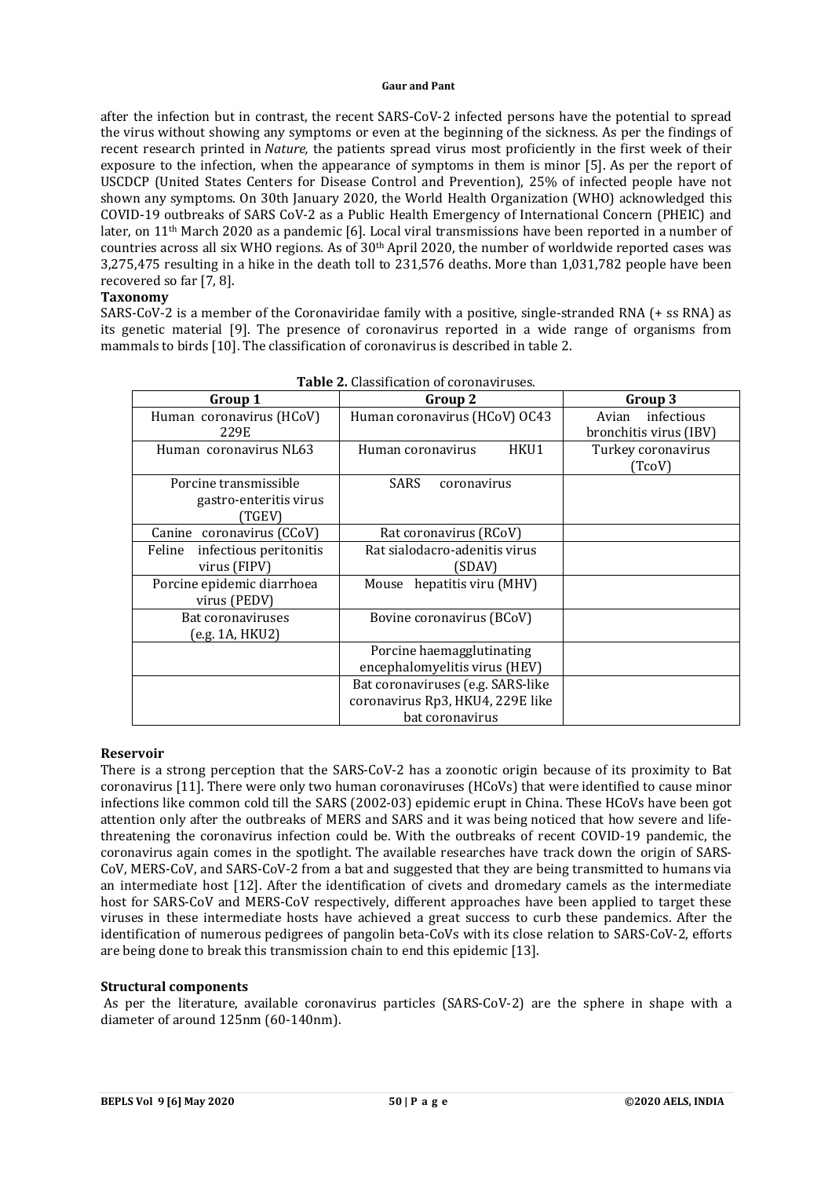after the infection but in contrast, the recent SARS-CoV-2 infected persons have the potential to spread the virus without showing any symptoms or even at the beginning of the sickness. As per the findings of recent research printed in *Nature,* the patients spread virus most proficiently in the first week of their exposure to the infection, when the appearance of symptoms in them is minor [5]. As per the report of USCDCP (United States Centers for Disease Control and Prevention), 25% of infected people have not shown any symptoms. On 30th January 2020, the World Health Organization (WHO) acknowledged this COVID-19 outbreaks of SARS CoV-2 as a Public Health Emergency of International Concern (PHEIC) and later, on 11th March 2020 as a pandemic [6]. Local viral transmissions have been reported in a number of countries across all six WHO regions. As of 30th April 2020, the number of worldwide reported cases was 3,275,475 resulting in a hike in the death toll to 231,576 deaths. More than 1,031,782 people have been recovered so far [7, 8].

**Taxonomy**

SARS-CoV-2 is a member of the Coronaviridae family with a positive, single-stranded RNA (+ ss RNA) as its genetic material [9]. The presence of coronavirus reported in a wide range of organisms from mammals to birds [10]. The classification of coronavirus is described in table 2.

**Table 2.** Classification of coronaviruses.

| Group 1 | Group 2 | Group 3 |
|---|---|---|
| Human coronavirus (HCoV) 229E | Human coronavirus (HCoV) OC43 | Avian infectious bronchitis virus (IBV) |
| Human coronavirus NL63 | Human coronavirus HKU1 | Turkey coronavirus (TcoV) |
| Porcine transmissible gastro-enteritis virus (TGEV) | SARS coronavirus | |
| Canine coronavirus (CCoV) | Rat coronavirus (RCoV) | |
| Feline infectious peritonitis virus (FIPV) | Rat sialodacro-adenitis virus (SDAV) | |
| Porcine epidemic diarrhoea virus (PEDV) | Mouse hepatitis viru (MHV) | |
| Bat coronaviruses (e.g. 1A, HKU2) | Bovine coronavirus (BCoV) | |
| | Porcine haemagglutinating encephalomyelitis virus (HEV) | |
| | Bat coronaviruses (e.g. SARS-like coronavirus Rp3, HKU4, 229E like bat coronavirus | |

**Reservoir**

There is a strong perception that the SARS-CoV-2 has a zoonotic origin because of its proximity to Bat coronavirus [11]. There were only two human coronaviruses (HCoVs) that were identified to cause minor infections like common cold till the SARS (2002-03) epidemic erupt in China. These HCoVs have been got attention only after the outbreaks of MERS and SARS and it was being noticed that how severe and life-threatening the coronavirus infection could be. With the outbreaks of recent COVID-19 pandemic, the coronavirus again comes in the spotlight. The available researches have track down the origin of SARS-CoV, MERS-CoV, and SARS-CoV-2 from a bat and suggested that they are being transmitted to humans via an intermediate host [12]. After the identification of civets and dromedary camels as the intermediate host for SARS-CoV and MERS-CoV respectively, different approaches have been applied to target these viruses in these intermediate hosts have achieved a great success to curb these pandemics. After the identification of numerous pedigrees of pangolin beta-CoVs with its close relation to SARS-CoV-2, efforts are being done to break this transmission chain to end this epidemic [13].

**Structural components**

As per the literature, available coronavirus particles (SARS-CoV-2) are the sphere in shape with a diameter of around 125nm (60-140nm).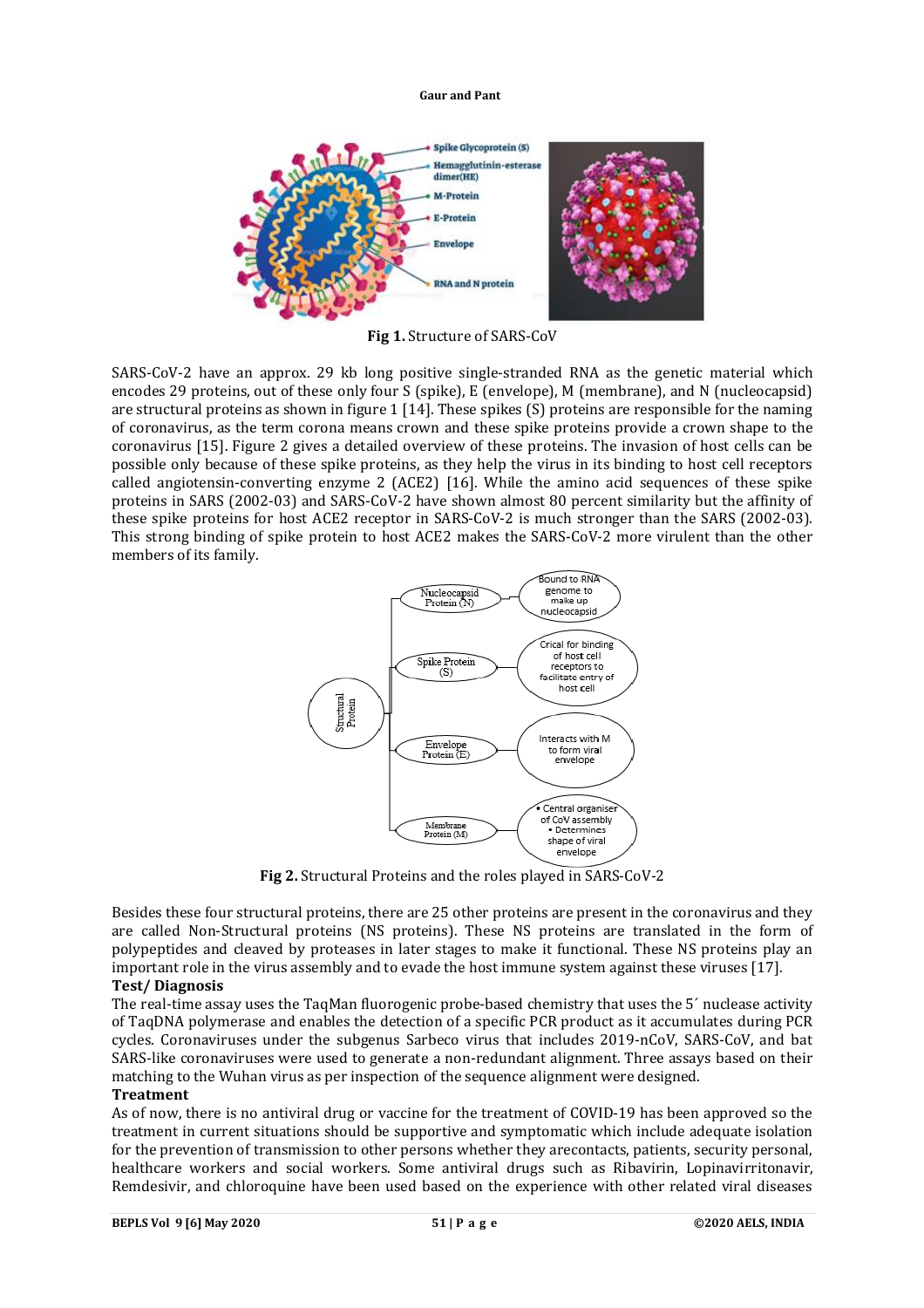**Fig 1.** Structure of SARS-CoV

SARS-CoV-2 have an approx. 29 kb long positive single-stranded RNA as the genetic material which encodes 29 proteins, out of these only four S (spike), E (envelope), M (membrane), and N (nucleocapsid) are structural proteins as shown in figure 1 [14]. These spikes (S) proteins are responsible for the naming of coronavirus, as the term corona means crown and these spike proteins provide a crown shape to the coronavirus [15]. Figure 2 gives a detailed overview of these proteins. The invasion of host cells can be possible only because of these spike proteins, as they help the virus in its binding to host cell receptors called angiotensin-converting enzyme 2 (ACE2) [16]. While the amino acid sequences of these spike proteins in SARS (2002-03) and SARS-CoV-2 have shown almost 80 percent similarity but the affinity of these spike proteins for host ACE2 receptor in SARS-CoV-2 is much stronger than the SARS (2002-03). This strong binding of spike protein to host ACE2 makes the SARS-CoV-2 more virulent than the other members of its family.

**Fig 2.** Structural Proteins and the roles played in SARS-CoV-2

Besides these four structural proteins, there are 25 other proteins are present in the coronavirus and they are called Non-Structural proteins (NS proteins). These NS proteins are translated in the form of polypeptides and cleaved by proteases in later stages to make it functional. These NS proteins play an important role in the virus assembly and to evade the host immune system against these viruses [17].

**Test/ Diagnosis**

The real-time assay uses the TaqMan fluorogenic probe-based chemistry that uses the 5´ nuclease activity of TaqDNA polymerase and enables the detection of a specific PCR product as it accumulates during PCR cycles. Coronaviruses under the subgenus Sarbeco virus that includes 2019-nCoV, SARS-CoV, and bat SARS-like coronaviruses were used to generate a non-redundant alignment. Three assays based on their matching to the Wuhan virus as per inspection of the sequence alignment were designed.

**Treatment**

As of now, there is no antiviral drug or vaccine for the treatment of COVID-19 has been approved so the treatment in current situations should be supportive and symptomatic which include adequate isolation for the prevention of transmission to other persons whether they arecontacts, patients, security personal, healthcare workers and social workers. Some antiviral drugs such as Ribavirin, Lopinavirritonavir, Remdesivir, and chloroquine have been used based on the experience with other related viral diseases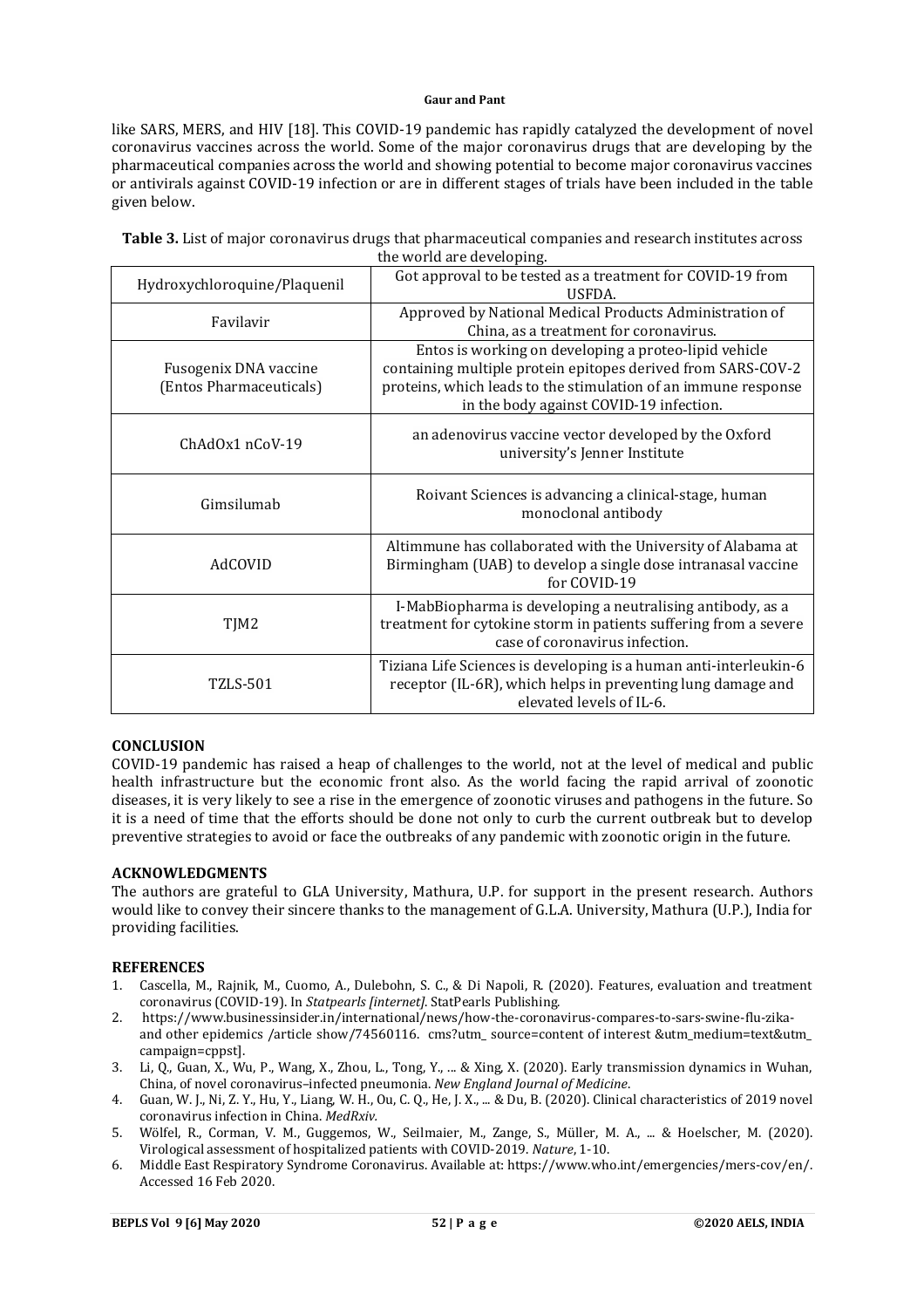like SARS, MERS, and HIV [18]. This COVID-19 pandemic has rapidly catalyzed the development of novel coronavirus vaccines across the world. Some of the major coronavirus drugs that are developing by the pharmaceutical companies across the world and showing potential to become major coronavirus vaccines or antivirals against COVID-19 infection or are in different stages of trials have been included in the table given below.

**Table 3.** List of major coronavirus drugs that pharmaceutical companies and research institutes across the world are developing.

| | |
|---|---|
| Hydroxychloroquine/Plaquenil | Got approval to be tested as a treatment for COVID-19 from USFDA. |
| Favilavir | Approved by National Medical Products Administration of China, as a treatment for coronavirus. |
| Fusogenix DNA vaccine (Entos Pharmaceuticals) | Entos is working on developing a proteo-lipid vehicle containing multiple protein epitopes derived from SARS-COV-2 proteins, which leads to the stimulation of an immune response in the body against COVID-19 infection. |
| ChAdOx1 nCoV-19 | an adenovirus vaccine vector developed by the Oxford university's Jenner Institute |
| Gimsilumab | Roivant Sciences is advancing a clinical-stage, human monoclonal antibody |
| AdCOVID | Altimmune has collaborated with the University of Alabama at Birmingham (UAB) to develop a single dose intranasal vaccine for COVID-19 |
| TJM2 | I-MabBiopharma is developing a neutralising antibody, as a treatment for cytokine storm in patients suffering from a severe case of coronavirus infection. |
| TZLS-501 | Tiziana Life Sciences is developing is a human anti-interleukin-6 receptor (IL-6R), which helps in preventing lung damage and elevated levels of IL-6. |

## CONCLUSION

COVID-19 pandemic has raised a heap of challenges to the world, not at the level of medical and public health infrastructure but the economic front also. As the world facing the rapid arrival of zoonotic diseases, it is very likely to see a rise in the emergence of zoonotic viruses and pathogens in the future. So it is a need of time that the efforts should be done not only to curb the current outbreak but to develop preventive strategies to avoid or face the outbreaks of any pandemic with zoonotic origin in the future.

## ACKNOWLEDGMENTS

The authors are grateful to GLA University, Mathura, U.P. for support in the present research. Authors would like to convey their sincere thanks to the management of G.L.A. University, Mathura (U.P.), India for providing facilities.

## REFERENCES

1. Cascella, M., Rajnik, M., Cuomo, A., Dulebohn, S. C., & Di Napoli, R. (2020). Features, evaluation and treatment coronavirus (COVID-19). In *Statpearls [internet]*. StatPearls Publishing.
2. https://www.businessinsider.in/international/news/how-the-coronavirus-compares-to-sars-swine-flu-zika-and other epidemics /article show/74560116. cms?utm_ source=content of interest &utm_medium=text&utm_ campaign=cppst].
3. Li, Q., Guan, X., Wu, P., Wang, X., Zhou, L., Tong, Y., ... & Xing, X. (2020). Early transmission dynamics in Wuhan, China, of novel coronavirus–infected pneumonia. *New England Journal of Medicine*.
4. Guan, W. J., Ni, Z. Y., Hu, Y., Liang, W. H., Ou, C. Q., He, J. X., ... & Du, B. (2020). Clinical characteristics of 2019 novel coronavirus infection in China. *MedRxiv.*
5. Wölfel, R., Corman, V. M., Guggemos, W., Seilmaier, M., Zange, S., Müller, M. A., ... & Hoelscher, M. (2020). Virological assessment of hospitalized patients with COVID-2019. *Nature*, 1-10.
6. Middle East Respiratory Syndrome Coronavirus. Available at: https://www.who.int/emergencies/mers-cov/en/. Accessed 16 Feb 2020.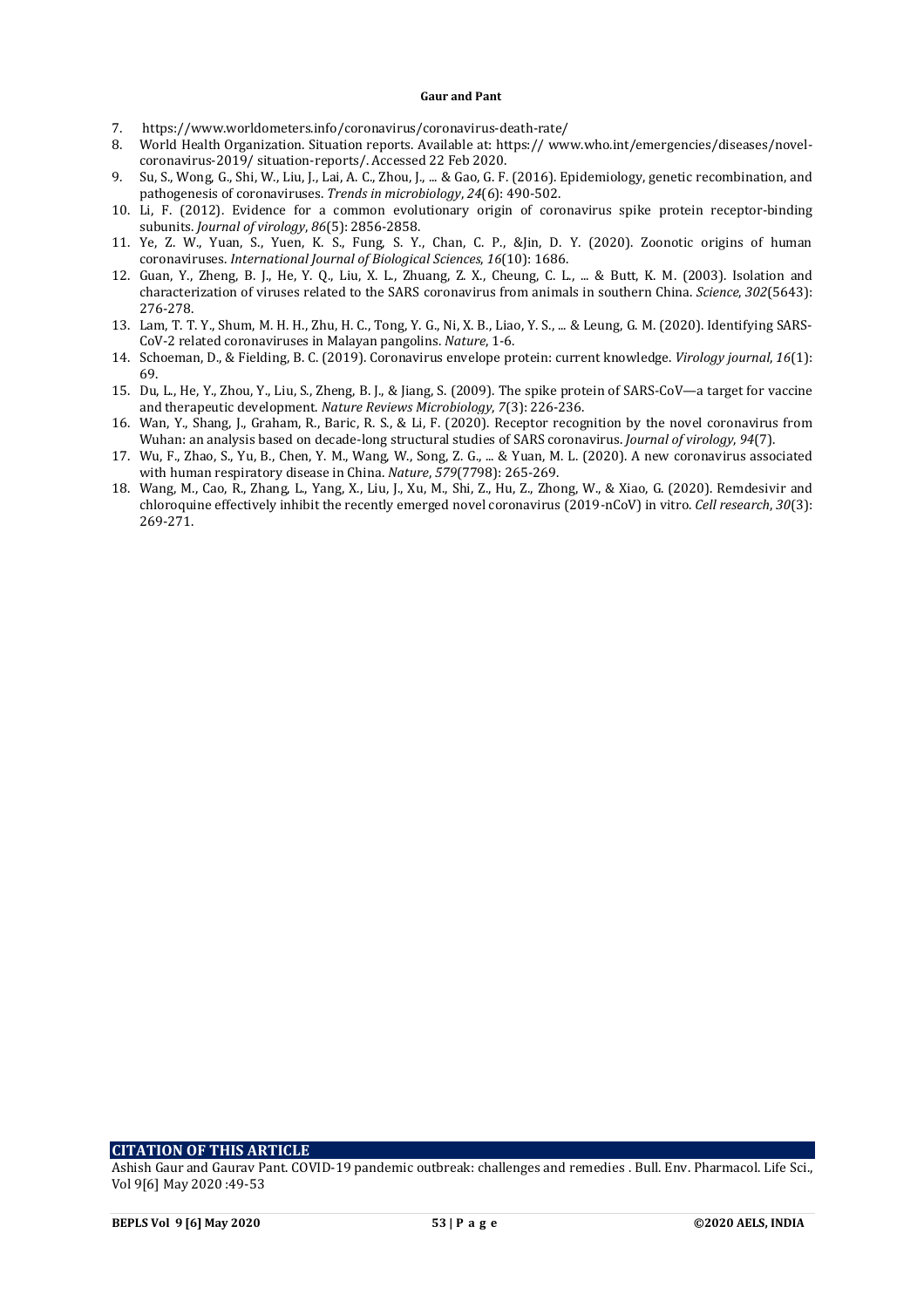7. https://www.worldometers.info/coronavirus/coronavirus-death-rate/
8. World Health Organization. Situation reports. Available at: https:// www.who.int/emergencies/diseases/novel-coronavirus-2019/ situation-reports/. Accessed 22 Feb 2020.
9. Su, S., Wong, G., Shi, W., Liu, J., Lai, A. C., Zhou, J., ... & Gao, G. F. (2016). Epidemiology, genetic recombination, and pathogenesis of coronaviruses. *Trends in microbiology*, *24*(6): 490-502.
10. Li, F. (2012). Evidence for a common evolutionary origin of coronavirus spike protein receptor-binding subunits. *Journal of virology*, *86*(5): 2856-2858.
11. Ye, Z. W., Yuan, S., Yuen, K. S., Fung, S. Y., Chan, C. P., &Jin, D. Y. (2020). Zoonotic origins of human coronaviruses. *International Journal of Biological Sciences*, *16*(10): 1686.
12. Guan, Y., Zheng, B. J., He, Y. Q., Liu, X. L., Zhuang, Z. X., Cheung, C. L., ... & Butt, K. M. (2003). Isolation and characterization of viruses related to the SARS coronavirus from animals in southern China. *Science*, *302*(5643): 276-278.
13. Lam, T. T. Y., Shum, M. H. H., Zhu, H. C., Tong, Y. G., Ni, X. B., Liao, Y. S., ... & Leung, G. M. (2020). Identifying SARS-CoV-2 related coronaviruses in Malayan pangolins. *Nature*, 1-6.
14. Schoeman, D., & Fielding, B. C. (2019). Coronavirus envelope protein: current knowledge. *Virology journal*, *16*(1): 69.
15. Du, L., He, Y., Zhou, Y., Liu, S., Zheng, B. J., & Jiang, S. (2009). The spike protein of SARS-CoV—a target for vaccine and therapeutic development. *Nature Reviews Microbiology*, *7*(3): 226-236.
16. Wan, Y., Shang, J., Graham, R., Baric, R. S., & Li, F. (2020). Receptor recognition by the novel coronavirus from Wuhan: an analysis based on decade-long structural studies of SARS coronavirus. *Journal of virology*, *94*(7).
17. Wu, F., Zhao, S., Yu, B., Chen, Y. M., Wang, W., Song, Z. G., ... & Yuan, M. L. (2020). A new coronavirus associated with human respiratory disease in China. *Nature*, *579*(7798): 265-269.
18. Wang, M., Cao, R., Zhang, L., Yang, X., Liu, J., Xu, M., Shi, Z., Hu, Z., Zhong, W., & Xiao, G. (2020). Remdesivir and chloroquine effectively inhibit the recently emerged novel coronavirus (2019-nCoV) in vitro. *Cell research*, *30*(3): 269-271.

**CITATION OF THIS ARTICLE**

Ashish Gaur and Gaurav Pant. COVID-19 pandemic outbreak: challenges and remedies . Bull. Env. Pharmacol. Life Sci., Vol 9[6] May 2020 :49-53